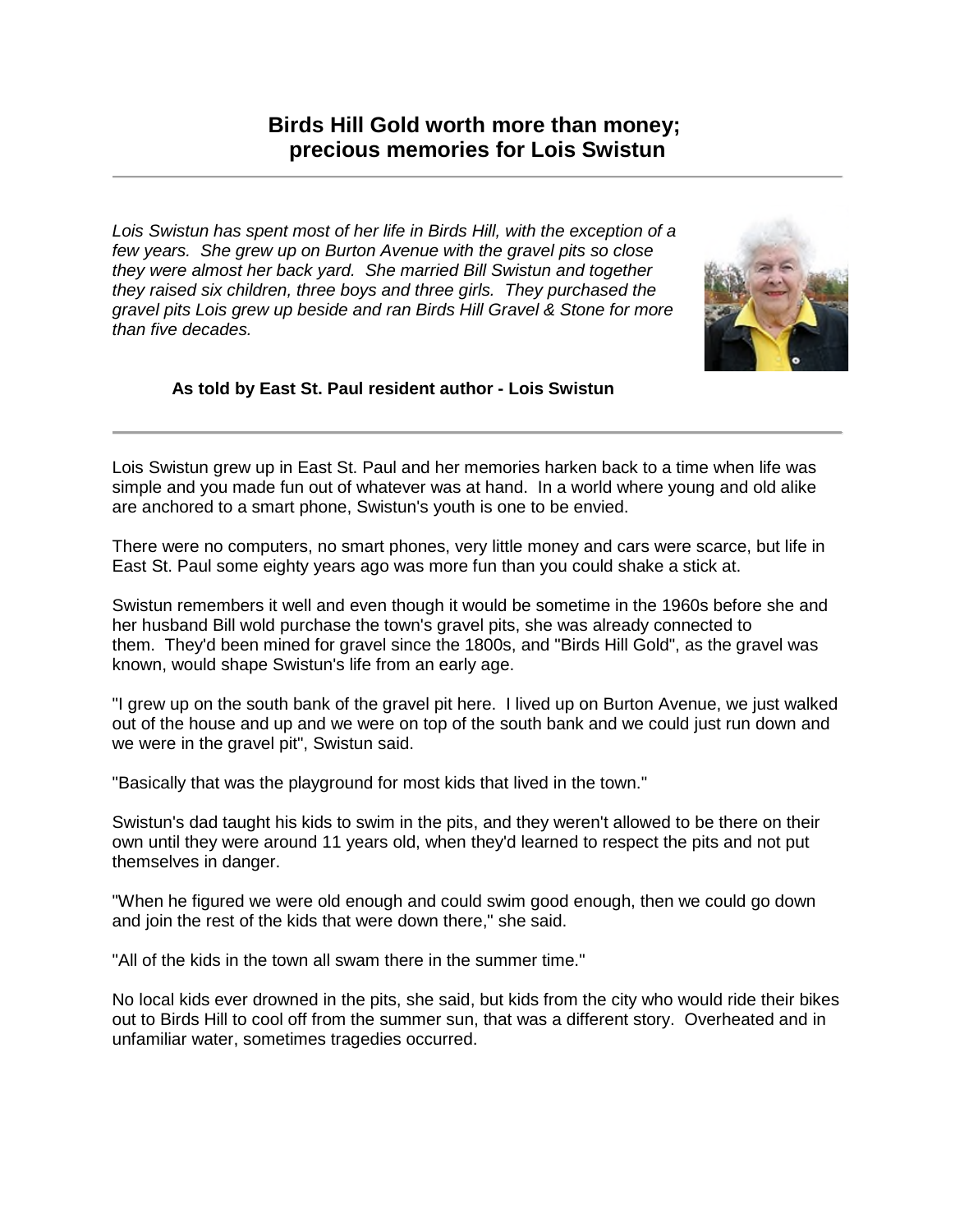# Birds Hill Gold worth more than money; precious memories for Lois Swistun

---

*Lois Swistun has spent most of her life in Birds Hill, with the exception of a few years. She grew up on Burton Avenue with the gravel pits so close they were almost her back yard. She married Bill Swistun and together they raised six children, three boys and three girls. They purchased the gravel pits Lois grew up beside and ran Birds Hill Gravel & Stone for more than five decades.*

**As told by East St. Paul resident author - Lois Swistun**

---

Lois Swistun grew up in East St. Paul and her memories harken back to a time when life was simple and you made fun out of whatever was at hand. In a world where young and old alike are anchored to a smart phone, Swistun's youth is one to be envied.

There were no computers, no smart phones, very little money and cars were scarce, but life in East St. Paul some eighty years ago was more fun than you could shake a stick at.

Swistun remembers it well and even though it would be sometime in the 1960s before she and her husband Bill wold purchase the town's gravel pits, she was already connected to them. They'd been mined for gravel since the 1800s, and "Birds Hill Gold", as the gravel was known, would shape Swistun's life from an early age.

"I grew up on the south bank of the gravel pit here. I lived up on Burton Avenue, we just walked out of the house and up and we were on top of the south bank and we could just run down and we were in the gravel pit", Swistun said.

"Basically that was the playground for most kids that lived in the town."

Swistun's dad taught his kids to swim in the pits, and they weren't allowed to be there on their own until they were around 11 years old, when they'd learned to respect the pits and not put themselves in danger.

"When he figured we were old enough and could swim good enough, then we could go down and join the rest of the kids that were down there," she said.

"All of the kids in the town all swam there in the summer time."

No local kids ever drowned in the pits, she said, but kids from the city who would ride their bikes out to Birds Hill to cool off from the summer sun, that was a different story. Overheated and in unfamiliar water, sometimes tragedies occurred.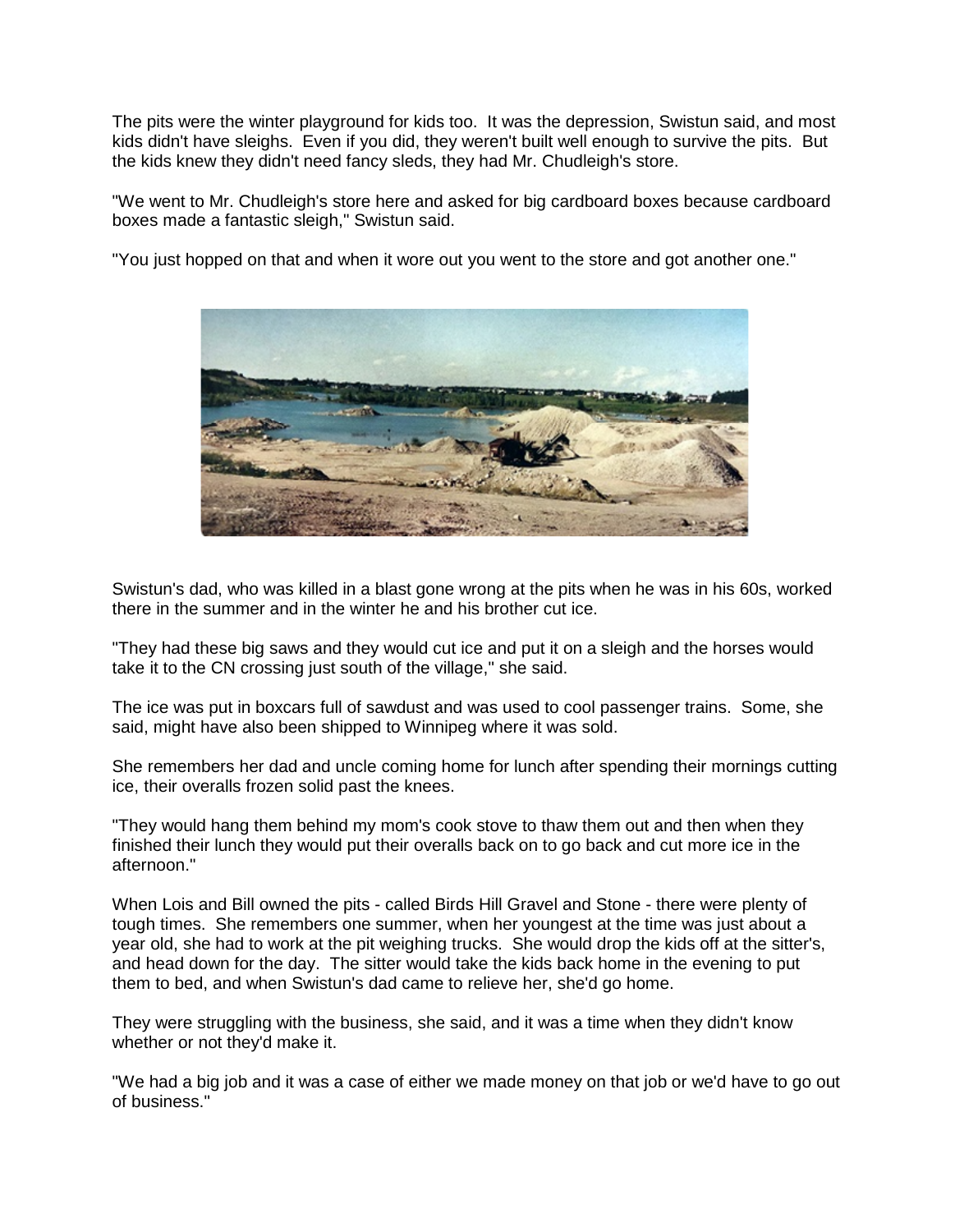The pits were the winter playground for kids too. It was the depression, Swistun said, and most kids didn't have sleighs. Even if you did, they weren't built well enough to survive the pits. But the kids knew they didn't need fancy sleds, they had Mr. Chudleigh's store.

"We went to Mr. Chudleigh's store here and asked for big cardboard boxes because cardboard boxes made a fantastic sleigh," Swistun said.

"You just hopped on that and when it wore out you went to the store and got another one."

Swistun's dad, who was killed in a blast gone wrong at the pits when he was in his 60s, worked there in the summer and in the winter he and his brother cut ice.

"They had these big saws and they would cut ice and put it on a sleigh and the horses would take it to the CN crossing just south of the village," she said.

The ice was put in boxcars full of sawdust and was used to cool passenger trains. Some, she said, might have also been shipped to Winnipeg where it was sold.

She remembers her dad and uncle coming home for lunch after spending their mornings cutting ice, their overalls frozen solid past the knees.

"They would hang them behind my mom's cook stove to thaw them out and then when they finished their lunch they would put their overalls back on to go back and cut more ice in the afternoon."

When Lois and Bill owned the pits - called Birds Hill Gravel and Stone - there were plenty of tough times. She remembers one summer, when her youngest at the time was just about a year old, she had to work at the pit weighing trucks. She would drop the kids off at the sitter's, and head down for the day. The sitter would take the kids back home in the evening to put them to bed, and when Swistun's dad came to relieve her, she'd go home.

They were struggling with the business, she said, and it was a time when they didn't know whether or not they'd make it.

"We had a big job and it was a case of either we made money on that job or we'd have to go out of business."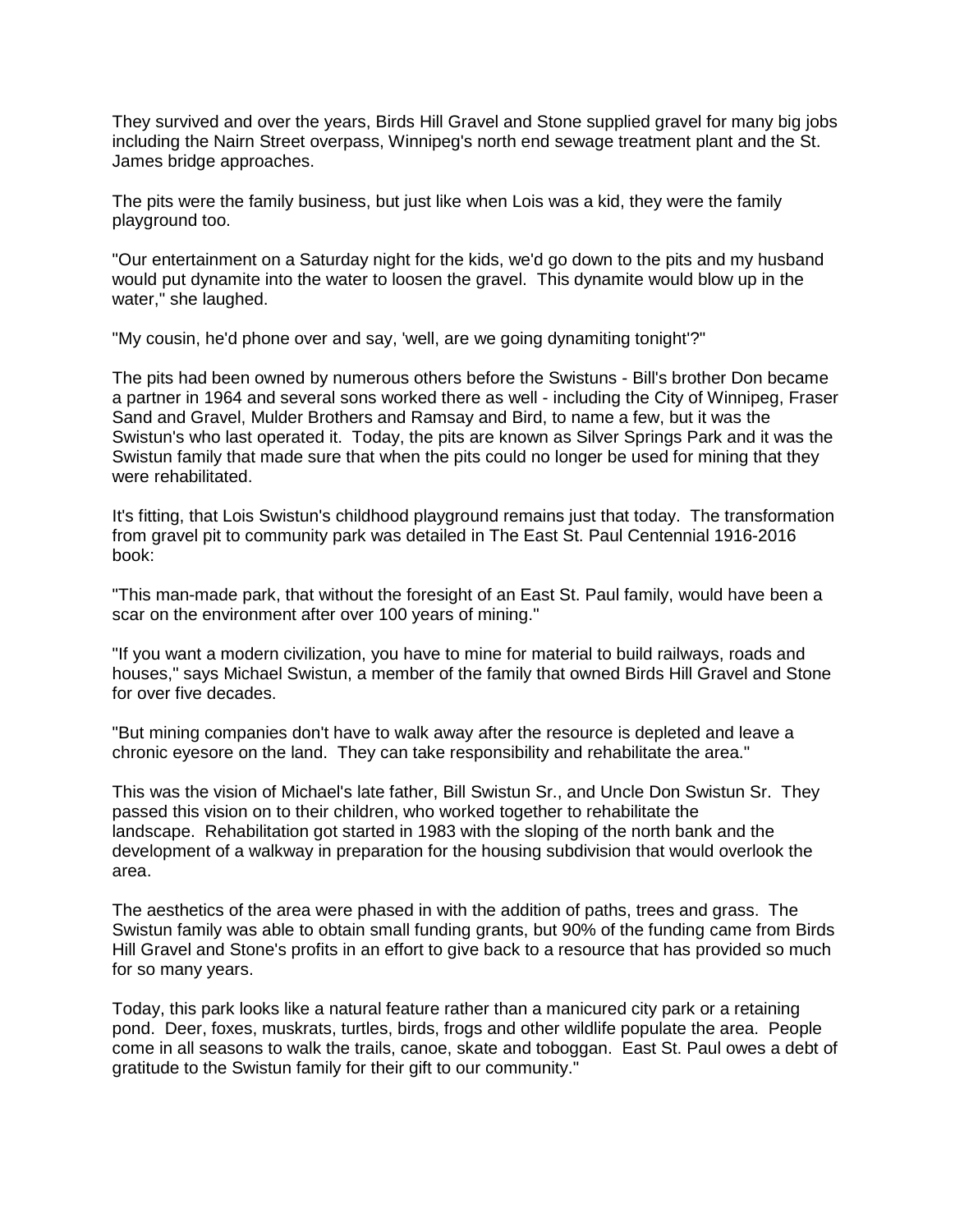They survived and over the years, Birds Hill Gravel and Stone supplied gravel for many big jobs including the Nairn Street overpass, Winnipeg's north end sewage treatment plant and the St. James bridge approaches.

The pits were the family business, but just like when Lois was a kid, they were the family playground too.

"Our entertainment on a Saturday night for the kids, we'd go down to the pits and my husband would put dynamite into the water to loosen the gravel.  This dynamite would blow up in the water," she laughed.

"My cousin, he'd phone over and say, 'well, are we going dynamiting tonight'?"

The pits had been owned by numerous others before the Swistuns - Bill's brother Don became a partner in 1964 and several sons worked there as well - including the City of Winnipeg, Fraser Sand and Gravel, Mulder Brothers and Ramsay and Bird, to name a few, but it was the Swistun's who last operated it.  Today, the pits are known as Silver Springs Park and it was the Swistun family that made sure that when the pits could no longer be used for mining that they were rehabilitated.

It's fitting, that Lois Swistun's childhood playground remains just that today.  The transformation from gravel pit to community park was detailed in The East St. Paul Centennial 1916-2016 book:

"This man-made park, that without the foresight of an East St. Paul family, would have been a scar on the environment after over 100 years of mining."

"If you want a modern civilization, you have to mine for material to build railways, roads and houses," says Michael Swistun, a member of the family that owned Birds Hill Gravel and Stone for over five decades.

"But mining companies don't have to walk away after the resource is depleted and leave a chronic eyesore on the land.  They can take responsibility and rehabilitate the area."

This was the vision of Michael's late father, Bill Swistun Sr., and Uncle Don Swistun Sr.  They passed this vision on to their children, who worked together to rehabilitate the landscape.  Rehabilitation got started in 1983 with the sloping of the north bank and the development of a walkway in preparation for the housing subdivision that would overlook the area.

The aesthetics of the area were phased in with the addition of paths, trees and grass.  The Swistun family was able to obtain small funding grants, but 90% of the funding came from Birds Hill Gravel and Stone's profits in an effort to give back to a resource that has provided so much for so many years.

Today, this park looks like a natural feature rather than a manicured city park or a retaining pond.  Deer, foxes, muskrats, turtles, birds, frogs and other wildlife populate the area.  People come in all seasons to walk the trails, canoe, skate and toboggan.  East St. Paul owes a debt of gratitude to the Swistun family for their gift to our community."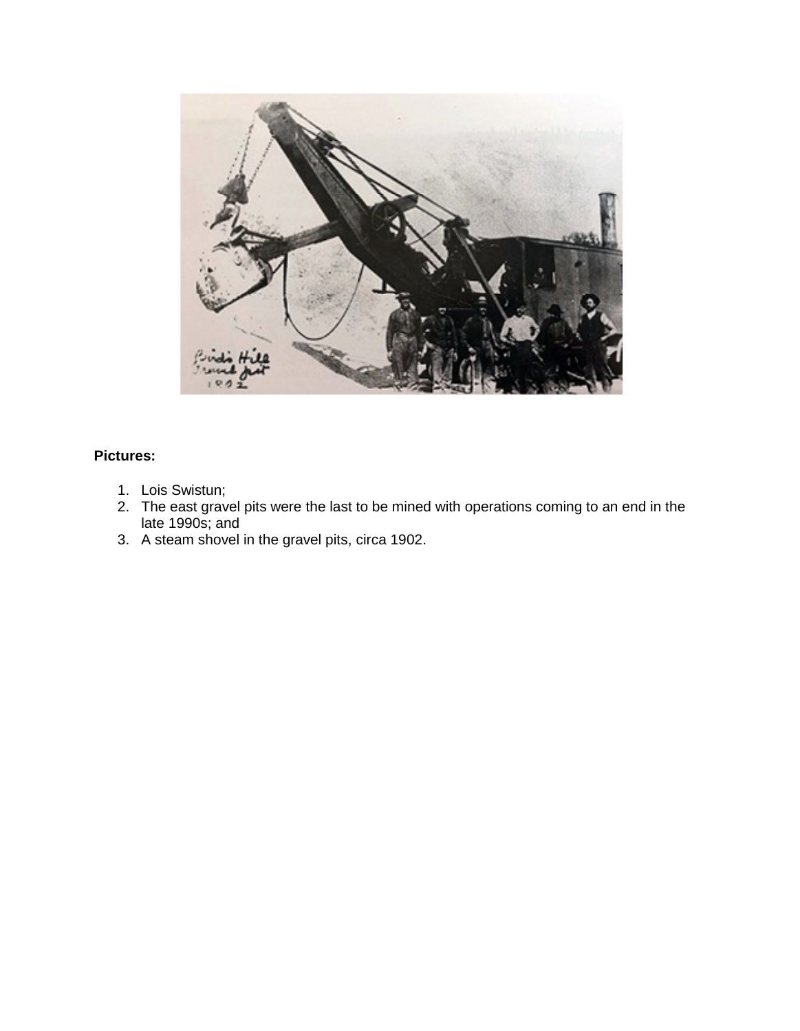**Pictures:**

1. Lois Swistun;
2. The east gravel pits were the last to be mined with operations coming to an end in the late 1990s; and
3. A steam shovel in the gravel pits, circa 1902.